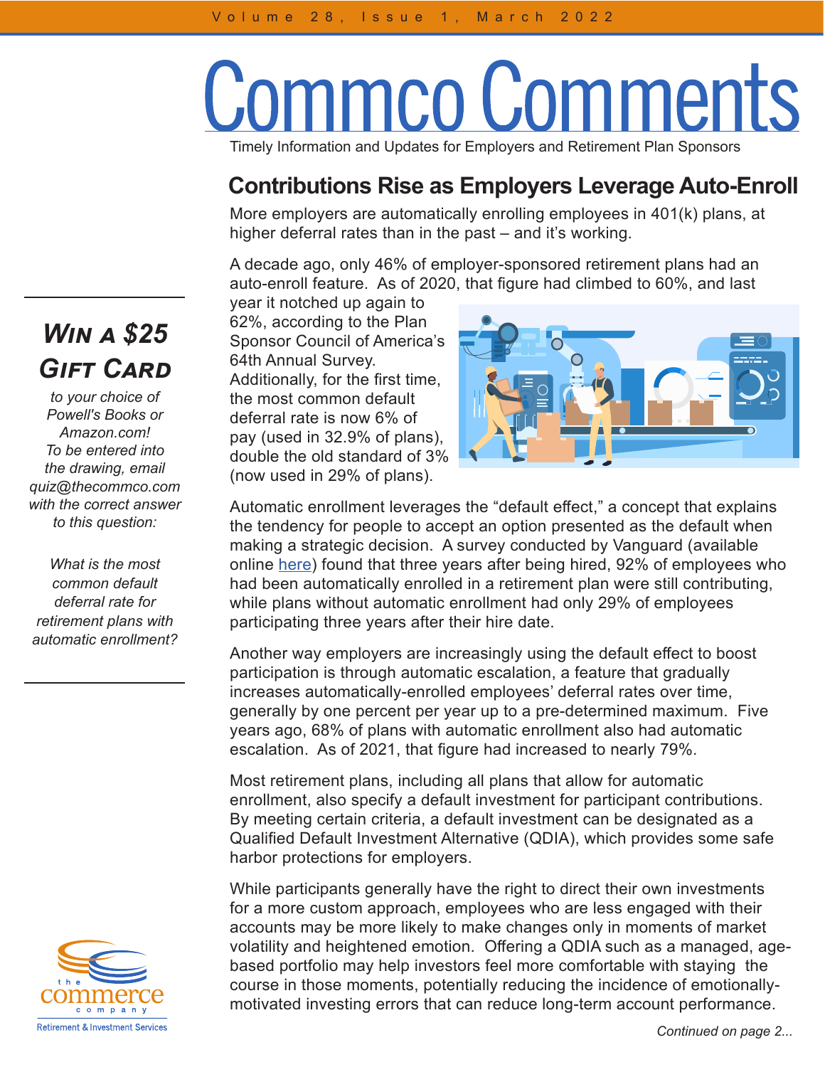# Commco Comments

Timely Information and Updates for Employers and Retirement Plan Sponsors

## Contributions Rise as Employers Leverage Auto-Enroll

More employers are automatically enrolling employees in 401(k) plans, at higher deferral rates than in the past – and it's working.

A decade ago, only 46% of employer-sponsored retirement plans had an auto-enroll feature. As of 2020, that figure had climbed to 60%, and last year it notched up again to 62%, according to the Plan Sponsor Council of America's 64th Annual Survey. Additionally, for the first time, the most common default deferral rate is now 6% of pay (used in 32.9% of plans), double the old standard of 3% (now used in 29% of plans).

Automatic enrollment leverages the "default effect," a concept that explains the tendency for people to accept an option presented as the default when making a strategic decision. A survey conducted by Vanguard (available online here) found that three years after being hired, 92% of employees who had been automatically enrolled in a retirement plan were still contributing, while plans without automatic enrollment had only 29% of employees participating three years after their hire date.

Another way employers are increasingly using the default effect to boost participation is through automatic escalation, a feature that gradually increases automatically-enrolled employees' deferral rates over time, generally by one percent per year up to a pre-determined maximum. Five years ago, 68% of plans with automatic enrollment also had automatic escalation. As of 2021, that figure had increased to nearly 79%.

Most retirement plans, including all plans that allow for automatic enrollment, also specify a default investment for participant contributions. By meeting certain criteria, a default investment can be designated as a Qualified Default Investment Alternative (QDIA), which provides some safe harbor protections for employers.

While participants generally have the right to direct their own investments for a more custom approach, employees who are less engaged with their accounts may be more likely to make changes only in moments of market volatility and heightened emotion. Offering a QDIA such as a managed, age-based portfolio may help investors feel more comfortable with staying the course in those moments, potentially reducing the incidence of emotionally-motivated investing errors that can reduce long-term account performance.

*Continued on page 2...*

---

### *Win a $25 Gift Card*

*to your choice of Powell's Books or Amazon.com! To be entered into the drawing, email quiz@thecommco.com with the correct answer to this question:*

*What is the most common default deferral rate for retirement plans with automatic enrollment?*

---

the commerce company
Retirement & Investment Services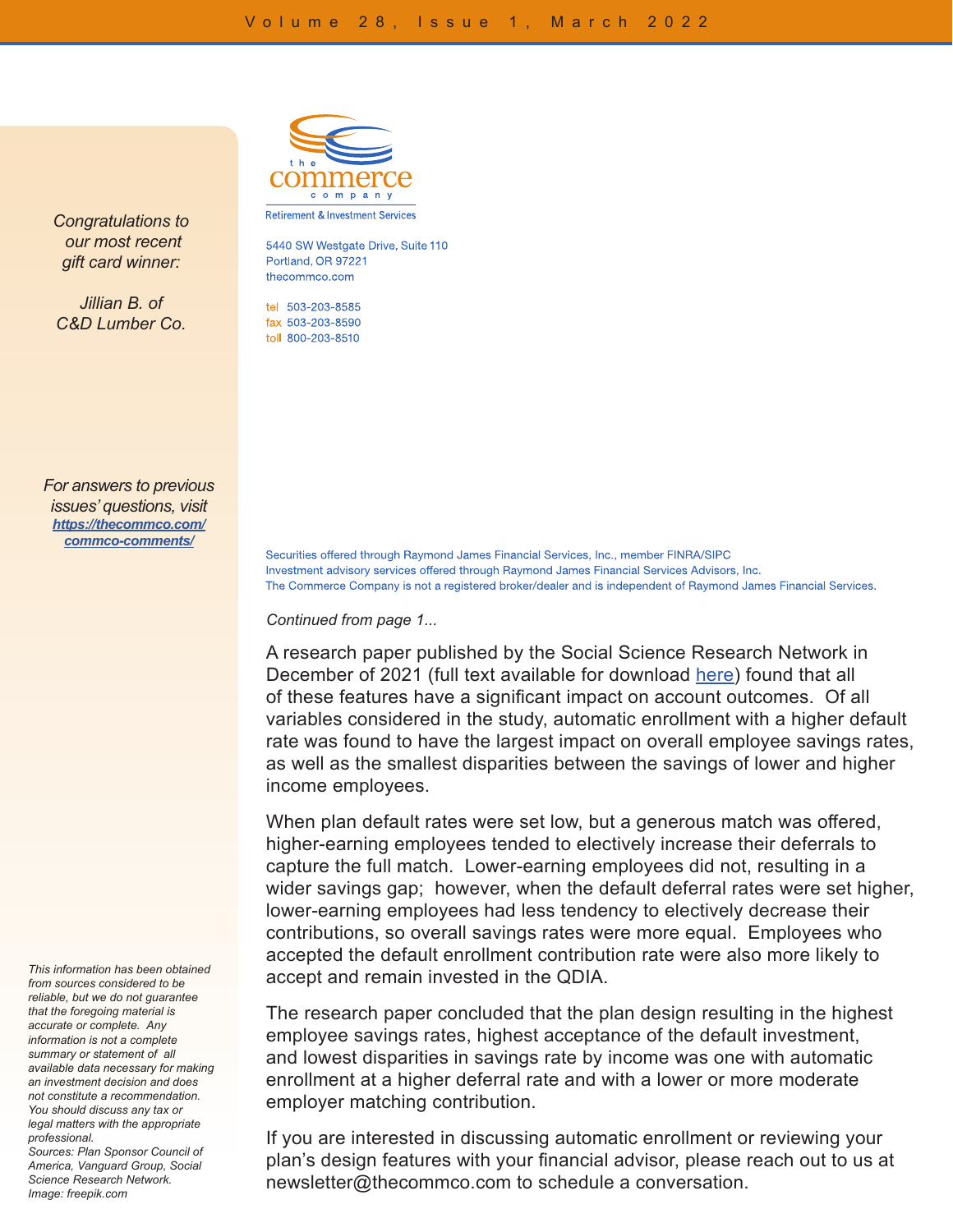*Congratulations to our most recent gift card winner:*

*Jillian B. of C&D Lumber Co.*

*For answers to previous issues' questions, visit* [***https://thecommco.com/commco-comments/***](https://thecommco.com/commco-comments/)

*This information has been obtained from sources considered to be reliable, but we do not guarantee that the foregoing material is accurate or complete. Any information is not a complete summary or statement of all available data necessary for making an investment decision and does not constitute a recommendation. You should discuss any tax or legal matters with the appropriate professional.*
*Sources: Plan Sponsor Council of America, Vanguard Group, Social Science Research Network.*
*Image: freepik.com*

the commerce company
Retirement & Investment Services

5440 SW Westgate Drive, Suite 110
Portland, OR 97221
thecommco.com

tel 503-203-8585
fax 503-203-8590
toll 800-203-8510

Securities offered through Raymond James Financial Services, Inc., member FINRA/SIPC
Investment advisory services offered through Raymond James Financial Services Advisors, Inc.
The Commerce Company is not a registered broker/dealer and is independent of Raymond James Financial Services.

*Continued from page 1...*

A research paper published by the Social Science Research Network in December of 2021 (full text available for download here) found that all of these features have a significant impact on account outcomes. Of all variables considered in the study, automatic enrollment with a higher default rate was found to have the largest impact on overall employee savings rates, as well as the smallest disparities between the savings of lower and higher income employees.

When plan default rates were set low, but a generous match was offered, higher-earning employees tended to electively increase their deferrals to capture the full match. Lower-earning employees did not, resulting in a wider savings gap; however, when the default deferral rates were set higher, lower-earning employees had less tendency to electively decrease their contributions, so overall savings rates were more equal. Employees who accepted the default enrollment contribution rate were also more likely to accept and remain invested in the QDIA.

The research paper concluded that the plan design resulting in the highest employee savings rates, highest acceptance of the default investment, and lowest disparities in savings rate by income was one with automatic enrollment at a higher deferral rate and with a lower or more moderate employer matching contribution.

If you are interested in discussing automatic enrollment or reviewing your plan's design features with your financial advisor, please reach out to us at newsletter@thecommco.com to schedule a conversation.